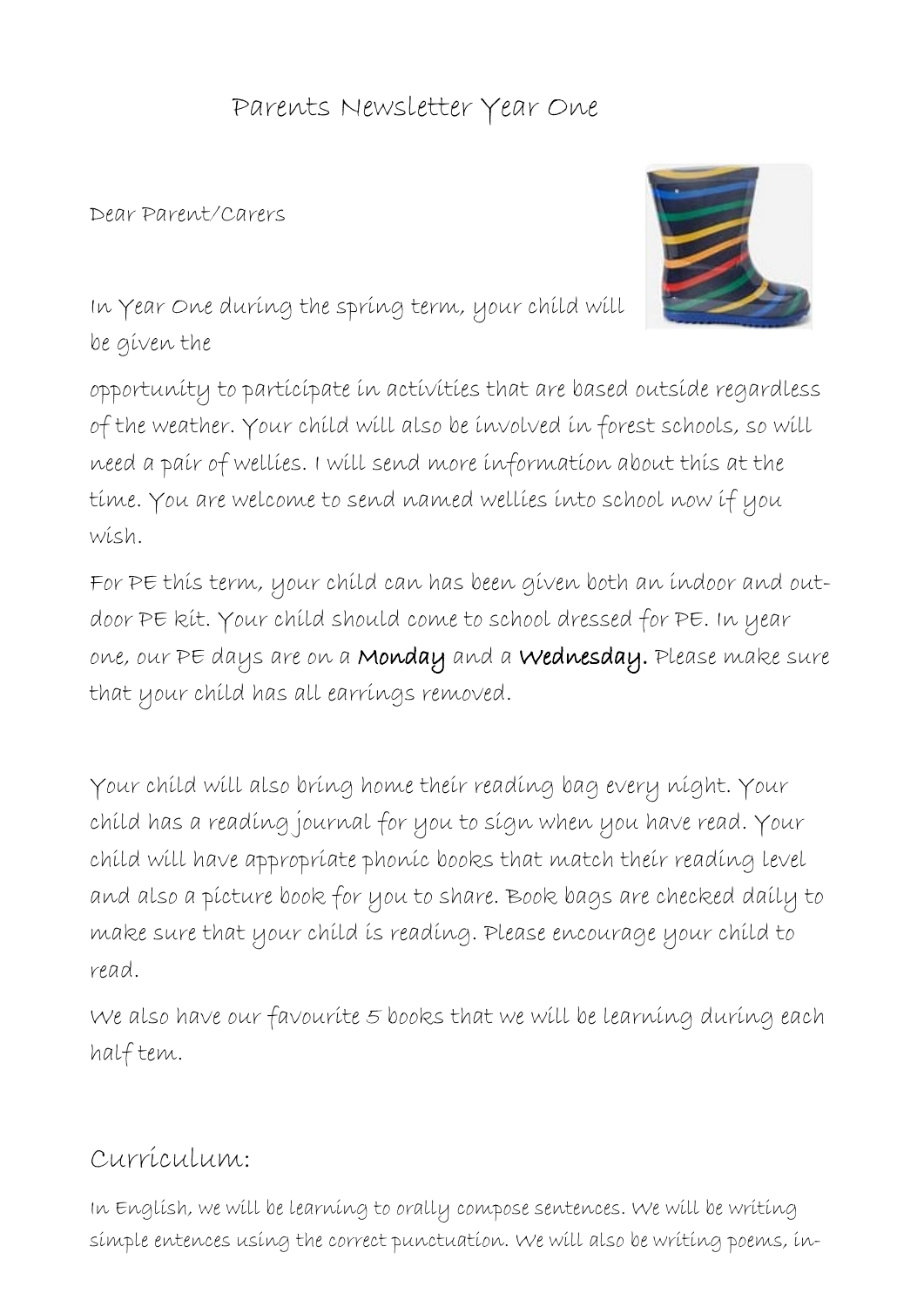# Parents Newsletter Year One

Dear Parent/Carers

In Year One during the spring term, your child will be given the

opportunity to participate in activities that are based outside regardless of the weather. Your child will also be involved in forest schools, so will need a pair of wellies. I will send more information about this at the time. You are welcome to send named wellies into school now if you wish.

For PE this term, your child can has been given both an indoor and out-door PE kit. Your child should come to school dressed for PE. In year one, our PE days are on a **Monday** and a **Wednesday.** Please make sure that your child has all earrings removed.

Your child will also bring home their reading bag every night. Your child has a reading journal for you to sign when you have read. Your child will have appropriate phonic books that match their reading level and also a picture book for you to share. Book bags are checked daily to make sure that your child is reading. Please encourage your child to read.

We also have our favourite 5 books that we will be learning during each half tem.

## Curriculum:

In English, we will be learning to orally compose sentences. We will be writing simple entences using the correct punctuation. We will also be writing poems, in-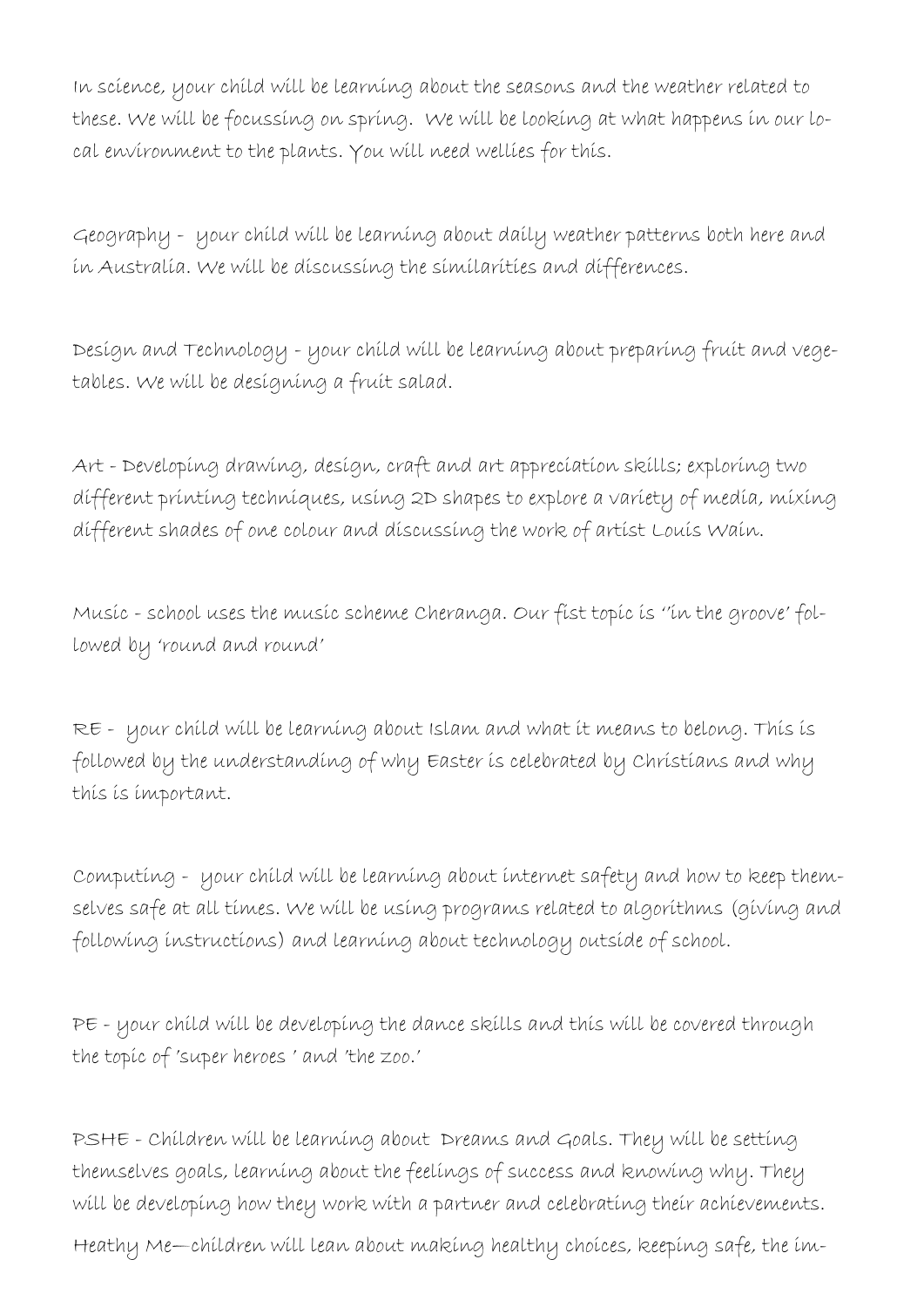In science, your child will be learning about the seasons and the weather related to these. We will be focussing on spring. We will be looking at what happens in our local environment to the plants. You will need wellies for this.

Geography - your child will be learning about daily weather patterns both here and in Australia. We will be discussing the similarities and differences.

Design and Technology - your child will be learning about preparing fruit and vegetables. We will be designing a fruit salad.

Art - Developing drawing, design, craft and art appreciation skills; exploring two different printing techniques, using 2D shapes to explore a variety of media, mixing different shades of one colour and discussing the work of artist Louis Wain.

Music - school uses the music scheme Cheranga. Our fist topic is ''in the groove' followed by 'round and round'

RE - your child will be learning about Islam and what it means to belong. This is followed by the understanding of why Easter is celebrated by Christians and why this is important.

Computing - your child will be learning about internet safety and how to keep themselves safe at all times. We will be using programs related to algorithms (giving and following instructions) and learning about technology outside of school.

PE - your child will be developing the dance skills and this will be covered through the topic of 'super heroes ' and 'the zoo.'

PSHE - Children will be learning about Dreams and Goals. They will be setting themselves goals, learning about the feelings of success and knowing why. They will be developing how they work with a partner and celebrating their achievements.

Heathy Me—children will lean about making healthy choices, keeping safe, the im-